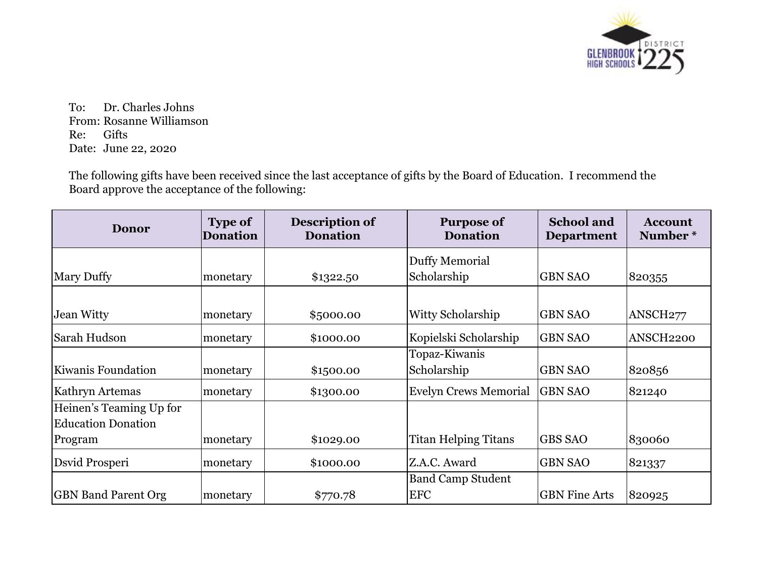To: Dr. Charles Johns
From: Rosanne Williamson
Re: Gifts
Date: June 22, 2020

The following gifts have been received since the last acceptance of gifts by the Board of Education. I recommend the Board approve the acceptance of the following:

| Donor | Type of Donation | Description of Donation | Purpose of Donation | School and Department | Account Number * |
|---|---|---|---|---|---|
| Mary Duffy | monetary | $1322.50 | Duffy Memorial Scholarship | GBN SAO | 820355 |
| Jean Witty | monetary | $5000.00 | Witty Scholarship | GBN SAO | ANSCH277 |
| Sarah Hudson | monetary | $1000.00 | Kopielski Scholarship | GBN SAO | ANSCH2200 |
| Kiwanis Foundation | monetary | $1500.00 | Topaz-Kiwanis Scholarship | GBN SAO | 820856 |
| Kathryn Artemas | monetary | $1300.00 | Evelyn Crews Memorial | GBN SAO | 821240 |
| Heinen's Teaming Up for Education Donation Program | monetary | $1029.00 | Titan Helping Titans | GBS SAO | 830060 |
| Dsvid Prosperi | monetary | $1000.00 | Z.A.C. Award | GBN SAO | 821337 |
| GBN Band Parent Org | monetary | $770.78 | Band Camp Student EFC | GBN Fine Arts | 820925 |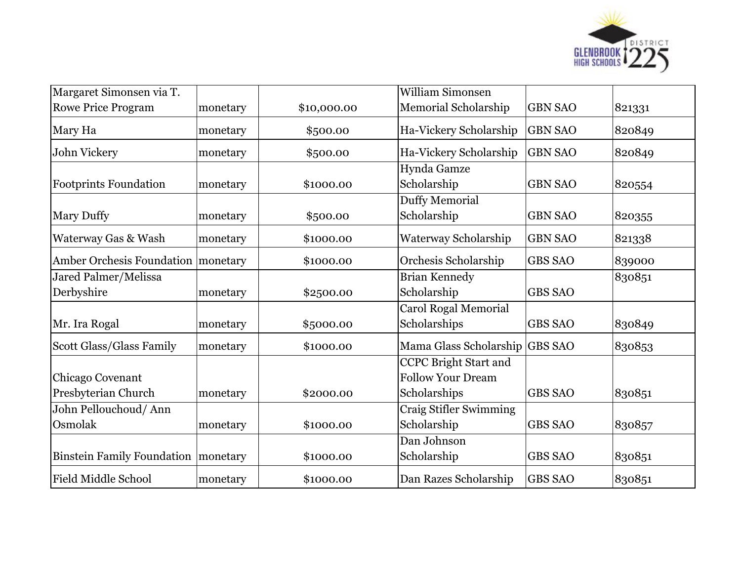| | | | | | |
|---|---|---|---|---|---|
| Margaret Simonsen via T. Rowe Price Program | monetary | $10,000.00 | William Simonsen Memorial Scholarship | GBN SAO | 821331 |
| Mary Ha | monetary | $500.00 | Ha-Vickery Scholarship | GBN SAO | 820849 |
| John Vickery | monetary | $500.00 | Ha-Vickery Scholarship | GBN SAO | 820849 |
| Footprints Foundation | monetary | $1000.00 | Hynda Gamze Scholarship | GBN SAO | 820554 |
| Mary Duffy | monetary | $500.00 | Duffy Memorial Scholarship | GBN SAO | 820355 |
| Waterway Gas & Wash | monetary | $1000.00 | Waterway Scholarship | GBN SAO | 821338 |
| Amber Orchesis Foundation | monetary | $1000.00 | Orchesis Scholarship | GBS SAO | 839000 |
| Jared Palmer/Melissa Derbyshire | monetary | $2500.00 | Brian Kennedy Scholarship | GBS SAO | 830851 |
| Mr. Ira Rogal | monetary | $5000.00 | Carol Rogal Memorial Scholarships | GBS SAO | 830849 |
| Scott Glass/Glass Family | monetary | $1000.00 | Mama Glass Scholarship | GBS SAO | 830853 |
| Chicago Covenant Presbyterian Church | monetary | $2000.00 | CCPC Bright Start and Follow Your Dream Scholarships | GBS SAO | 830851 |
| John Pellouchoud/ Ann Osmolak | monetary | $1000.00 | Craig Stifler Swimming Scholarship | GBS SAO | 830857 |
| Binstein Family Foundation | monetary | $1000.00 | Dan Johnson Scholarship | GBS SAO | 830851 |
| Field Middle School | monetary | $1000.00 | Dan Razes Scholarship | GBS SAO | 830851 |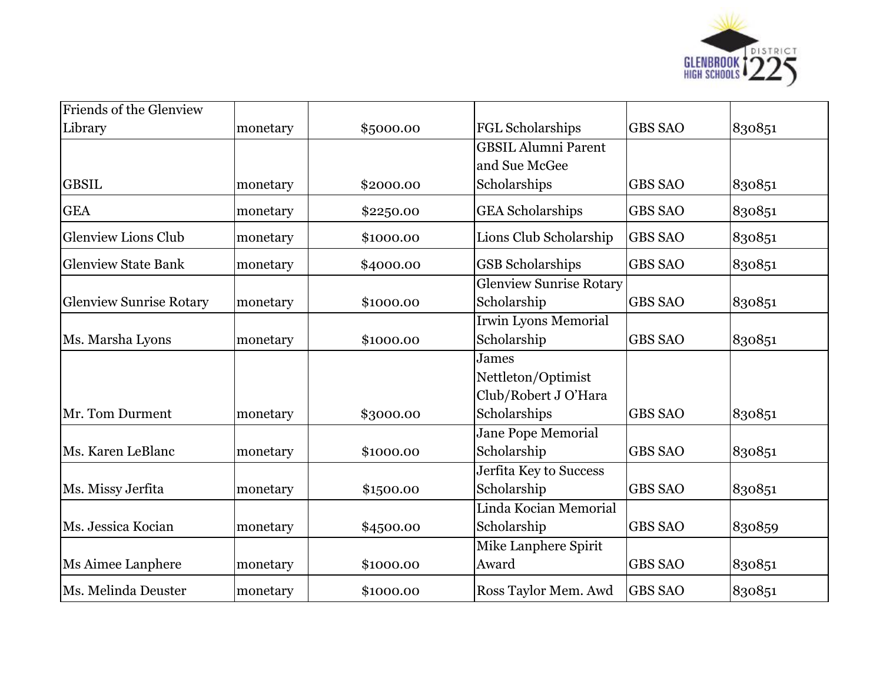| | | | | | |
|---|---|---|---|---|---|
| Friends of the Glenview Library | monetary | $5000.00 | FGL Scholarships | GBS SAO | 830851 |
| GBSIL | monetary | $2000.00 | GBSIL Alumni Parent and Sue McGee Scholarships | GBS SAO | 830851 |
| GEA | monetary | $2250.00 | GEA Scholarships | GBS SAO | 830851 |
| Glenview Lions Club | monetary | $1000.00 | Lions Club Scholarship | GBS SAO | 830851 |
| Glenview State Bank | monetary | $4000.00 | GSB Scholarships | GBS SAO | 830851 |
| Glenview Sunrise Rotary | monetary | $1000.00 | Glenview Sunrise Rotary Scholarship | GBS SAO | 830851 |
| Ms. Marsha Lyons | monetary | $1000.00 | Irwin Lyons Memorial Scholarship | GBS SAO | 830851 |
| Mr. Tom Durment | monetary | $3000.00 | James Nettleton/Optimist Club/Robert J O'Hara Scholarships | GBS SAO | 830851 |
| Ms. Karen LeBlanc | monetary | $1000.00 | Jane Pope Memorial Scholarship | GBS SAO | 830851 |
| Ms. Missy Jerfita | monetary | $1500.00 | Jerfita Key to Success Scholarship | GBS SAO | 830851 |
| Ms. Jessica Kocian | monetary | $4500.00 | Linda Kocian Memorial Scholarship | GBS SAO | 830859 |
| Ms Aimee Lanphere | monetary | $1000.00 | Mike Lanphere Spirit Award | GBS SAO | 830851 |
| Ms. Melinda Deuster | monetary | $1000.00 | Ross Taylor Mem. Awd | GBS SAO | 830851 |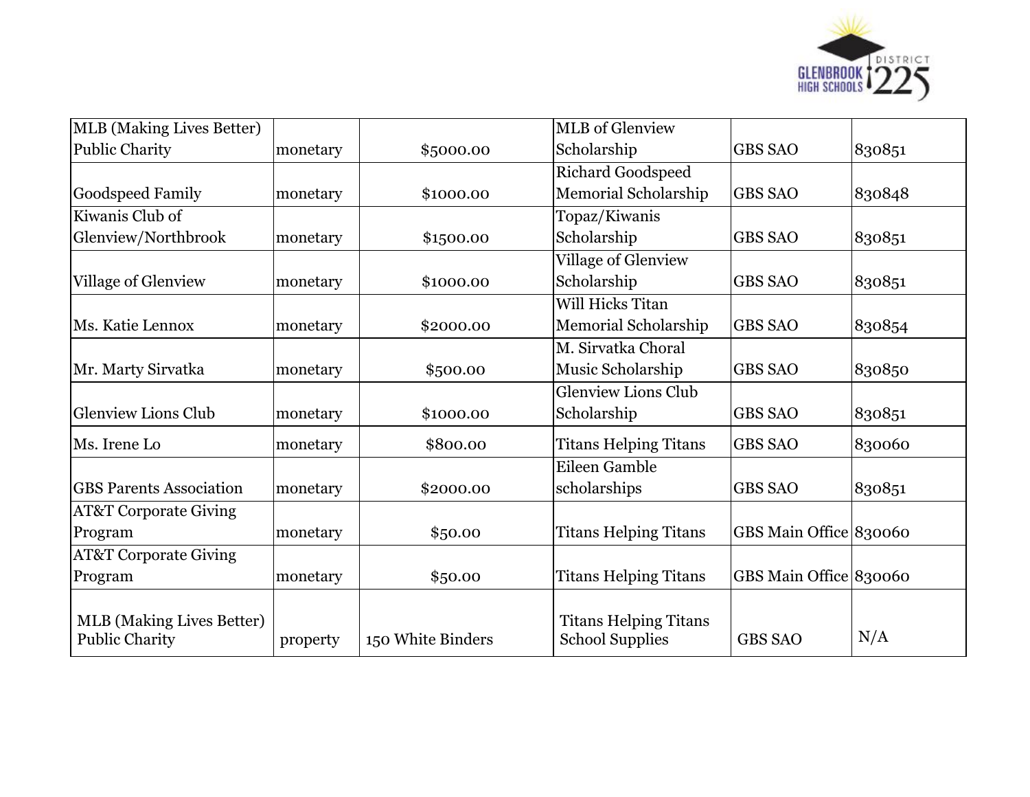| | | | | | |
|---|---|---|---|---|---|
| MLB (Making Lives Better) Public Charity | monetary | $5000.00 | MLB of Glenview Scholarship | GBS SAO | 830851 |
| Goodspeed Family | monetary | $1000.00 | Richard Goodspeed Memorial Scholarship | GBS SAO | 830848 |
| Kiwanis Club of Glenview/Northbrook | monetary | $1500.00 | Topaz/Kiwanis Scholarship | GBS SAO | 830851 |
| Village of Glenview | monetary | $1000.00 | Village of Glenview Scholarship | GBS SAO | 830851 |
| Ms. Katie Lennox | monetary | $2000.00 | Will Hicks Titan Memorial Scholarship | GBS SAO | 830854 |
| Mr. Marty Sirvatka | monetary | $500.00 | M. Sirvatka Choral Music Scholarship | GBS SAO | 830850 |
| Glenview Lions Club | monetary | $1000.00 | Glenview Lions Club Scholarship | GBS SAO | 830851 |
| Ms. Irene Lo | monetary | $800.00 | Titans Helping Titans | GBS SAO | 830060 |
| GBS Parents Association | monetary | $2000.00 | Eileen Gamble scholarships | GBS SAO | 830851 |
| AT&T Corporate Giving Program | monetary | $50.00 | Titans Helping Titans | GBS Main Office | 830060 |
| AT&T Corporate Giving Program | monetary | $50.00 | Titans Helping Titans | GBS Main Office | 830060 |
| MLB (Making Lives Better) Public Charity | property | 150 White Binders | Titans Helping Titans School Supplies | GBS SAO | N/A |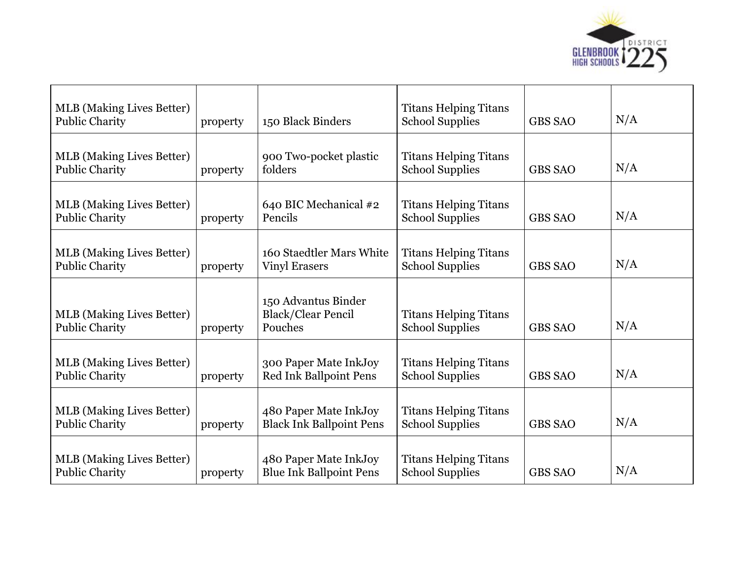| | | | | | |
|---|---|---|---|---|---|
| MLB (Making Lives Better) Public Charity | property | 150 Black Binders | Titans Helping Titans School Supplies | GBS SAO | N/A |
| MLB (Making Lives Better) Public Charity | property | 900 Two-pocket plastic folders | Titans Helping Titans School Supplies | GBS SAO | N/A |
| MLB (Making Lives Better) Public Charity | property | 640 BIC Mechanical #2 Pencils | Titans Helping Titans School Supplies | GBS SAO | N/A |
| MLB (Making Lives Better) Public Charity | property | 160 Staedtler Mars White Vinyl Erasers | Titans Helping Titans School Supplies | GBS SAO | N/A |
| MLB (Making Lives Better) Public Charity | property | 150 Advantus Binder Black/Clear Pencil Pouches | Titans Helping Titans School Supplies | GBS SAO | N/A |
| MLB (Making Lives Better) Public Charity | property | 300 Paper Mate InkJoy Red Ink Ballpoint Pens | Titans Helping Titans School Supplies | GBS SAO | N/A |
| MLB (Making Lives Better) Public Charity | property | 480 Paper Mate InkJoy Black Ink Ballpoint Pens | Titans Helping Titans School Supplies | GBS SAO | N/A |
| MLB (Making Lives Better) Public Charity | property | 480 Paper Mate InkJoy Blue Ink Ballpoint Pens | Titans Helping Titans School Supplies | GBS SAO | N/A |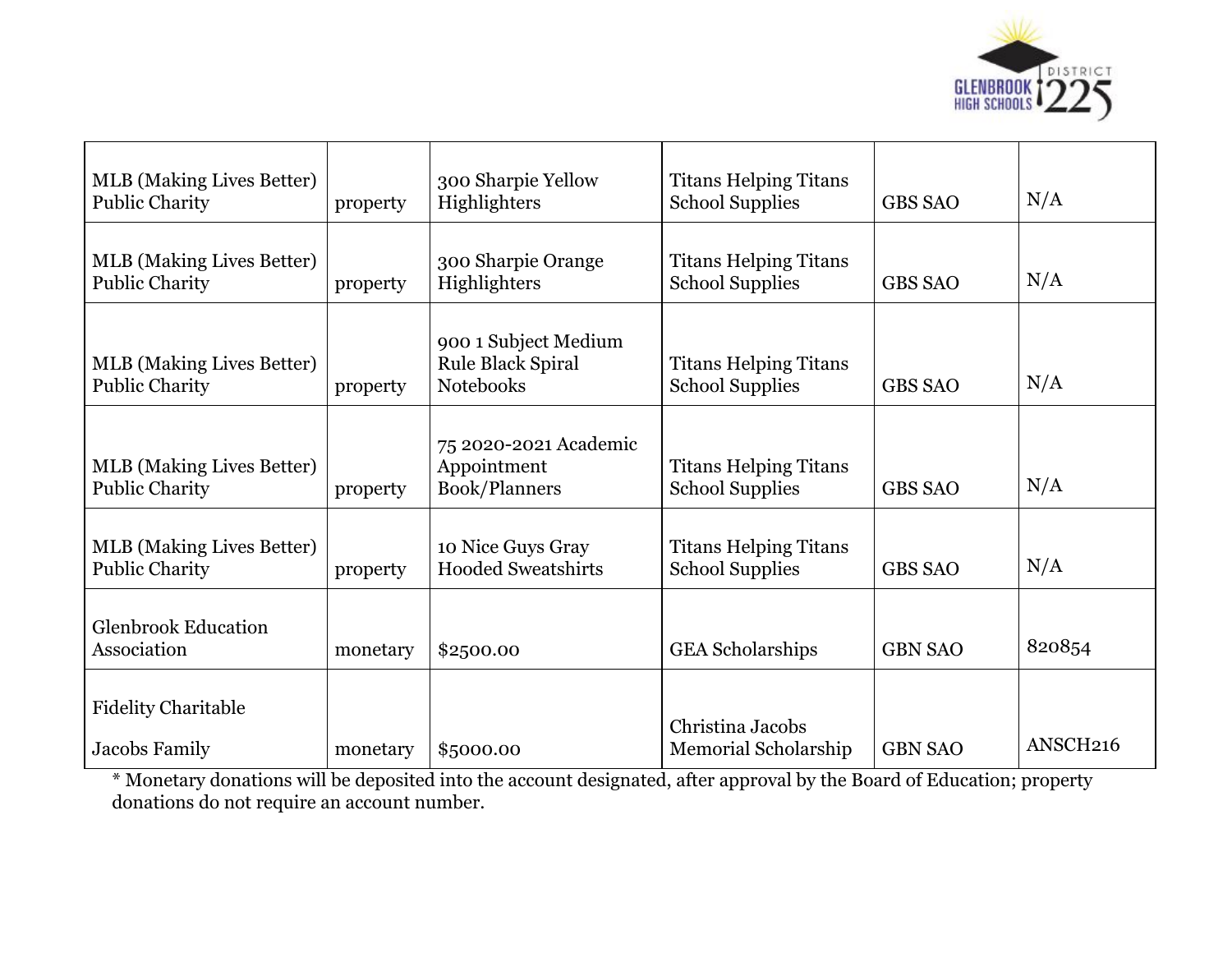| | | | | | |
|---|---|---|---|---|---|
| MLB (Making Lives Better) Public Charity | property | 300 Sharpie Yellow Highlighters | Titans Helping Titans School Supplies | GBS SAO | N/A |
| MLB (Making Lives Better) Public Charity | property | 300 Sharpie Orange Highlighters | Titans Helping Titans School Supplies | GBS SAO | N/A |
| MLB (Making Lives Better) Public Charity | property | 900 1 Subject Medium Rule Black Spiral Notebooks | Titans Helping Titans School Supplies | GBS SAO | N/A |
| MLB (Making Lives Better) Public Charity | property | 75 2020-2021 Academic Appointment Book/Planners | Titans Helping Titans School Supplies | GBS SAO | N/A |
| MLB (Making Lives Better) Public Charity | property | 10 Nice Guys Gray Hooded Sweatshirts | Titans Helping Titans School Supplies | GBS SAO | N/A |
| Glenbrook Education Association | monetary | $2500.00 | GEA Scholarships | GBN SAO | 820854 |
| Fidelity Charitable<br><br>Jacobs Family | monetary | $5000.00 | Christina Jacobs Memorial Scholarship | GBN SAO | ANSCH216 |

* Monetary donations will be deposited into the account designated, after approval by the Board of Education; property donations do not require an account number.